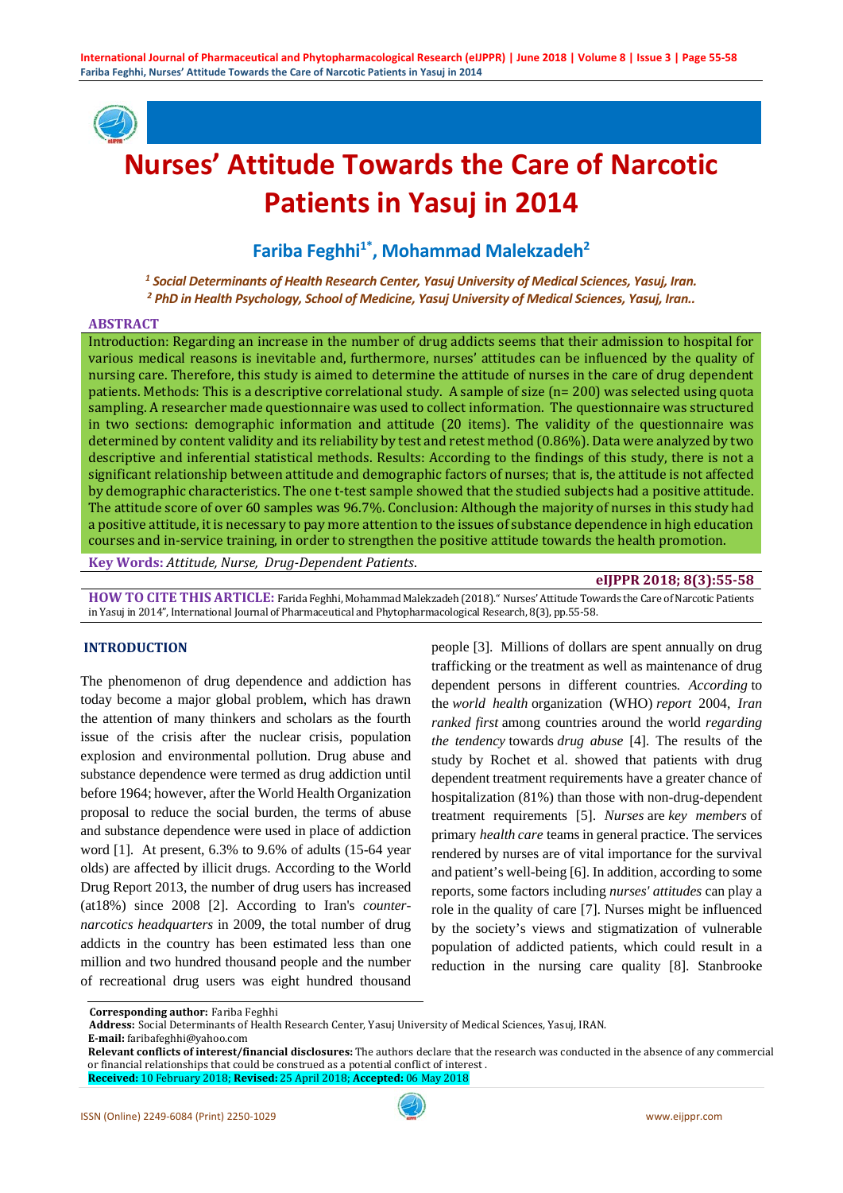# Nurses' Attitude Towards the Care of Narcotic Patients in Yasuj in 2014

## Fariba Feghhi[1*], Mohammad Malekzadeh[2]

*[1] Social Determinants of Health Research Center, Yasuj University of Medical Sciences, Yasuj, Iran.*
*[2] PhD in Health Psychology, School of Medicine, Yasuj University of Medical Sciences, Yasuj, Iran..*

**ABSTRACT**

Introduction: Regarding an increase in the number of drug addicts seems that their admission to hospital for various medical reasons is inevitable and, furthermore, nurses' attitudes can be influenced by the quality of nursing care. Therefore, this study is aimed to determine the attitude of nurses in the care of drug dependent patients. Methods: This is a descriptive correlational study. A sample of size (n= 200) was selected using quota sampling. A researcher made questionnaire was used to collect information. The questionnaire was structured in two sections: demographic information and attitude (20 items). The validity of the questionnaire was determined by content validity and its reliability by test and retest method (0.86%). Data were analyzed by two descriptive and inferential statistical methods. Results: According to the findings of this study, there is not a significant relationship between attitude and demographic factors of nurses; that is, the attitude is not affected by demographic characteristics. The one t-test sample showed that the studied subjects had a positive attitude. The attitude score of over 60 samples was 96.7%. Conclusion: Although the majority of nurses in this study had a positive attitude, it is necessary to pay more attention to the issues of substance dependence in high education courses and in-service training, in order to strengthen the positive attitude towards the health promotion.

**Key Words:** *Attitude, Nurse, Drug-Dependent Patients*.

**eIJPPR 2018; 8(3):55-58**

**HOW TO CITE THIS ARTICLE:** Farida Feghhi, Mohammad Malekzadeh (2018)." Nurses' Attitude Towards the Care of Narcotic Patients in Yasuj in 2014", International Journal of Pharmaceutical and Phytopharmacological Research, 8(3), pp.55-58.

## INTRODUCTION

The phenomenon of drug dependence and addiction has today become a major global problem, which has drawn the attention of many thinkers and scholars as the fourth issue of the crisis after the nuclear crisis, population explosion and environmental pollution. Drug abuse and substance dependence were termed as drug addiction until before 1964; however, after the World Health Organization proposal to reduce the social burden, the terms of abuse and substance dependence were used in place of addiction word [1]. At present, 6.3% to 9.6% of adults (15-64 year olds) are affected by illicit drugs. According to the World Drug Report 2013, the number of drug users has increased (at18%) since 2008 [2]. According to Iran's *counter-narcotics headquarters* in 2009, the total number of drug addicts in the country has been estimated less than one million and two hundred thousand people and the number of recreational drug users was eight hundred thousand people [3]. Millions of dollars are spent annually on drug trafficking or the treatment as well as maintenance of drug dependent persons in different countries. *According* to the *world health* organization (WHO) *report* 2004, *Iran ranked first* among countries around the world *regarding the tendency* towards *drug abuse* [4]. The results of the study by Rochet et al. showed that patients with drug dependent treatment requirements have a greater chance of hospitalization (81%) than those with non-drug-dependent treatment requirements [5]. *Nurses* are *key members* of primary *health care* teams in general practice. The services rendered by nurses are of vital importance for the survival and patient's well-being [6]. In addition, according to some reports, some factors including *nurses' attitudes* can play a role in the quality of care [7]. Nurses might be influenced by the society's views and stigmatization of vulnerable population of addicted patients, which could result in a reduction in the nursing care quality [8]. Stanbrooke

**Corresponding author:** Fariba Feghhi
**Address:** Social Determinants of Health Research Center, Yasuj University of Medical Sciences, Yasuj, IRAN.
**E-mail:** faribafeghhi@yahoo.com
**Relevant conflicts of interest/financial disclosures:** The authors declare that the research was conducted in the absence of any commercial or financial relationships that could be construed as a potential conflict of interest .
**Received:** 10 February 2018; **Revised:** 25 April 2018; **Accepted:** 06 May 2018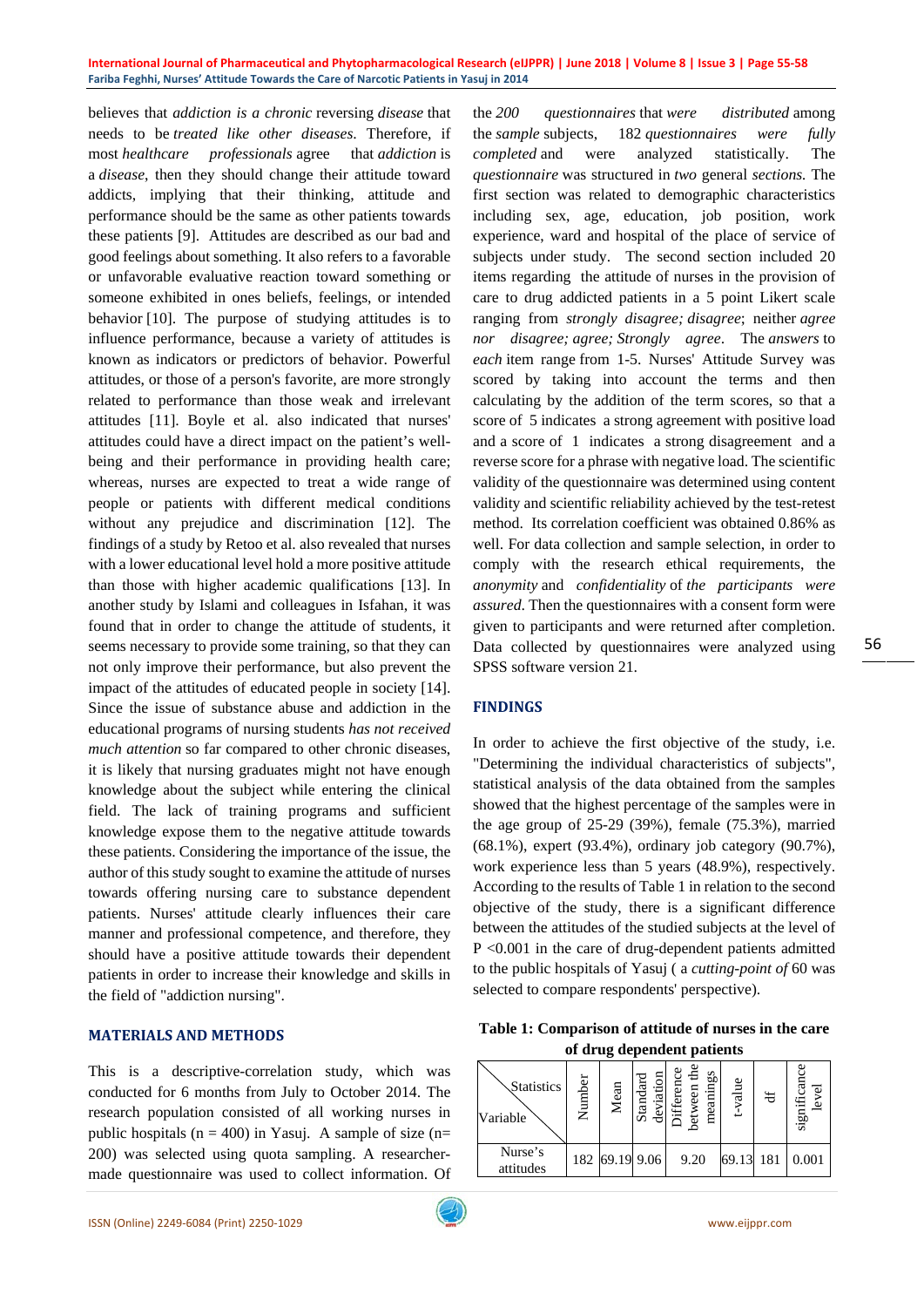believes that *addiction is a chronic* reversing *disease* that needs to be *treated like other diseases*. Therefore, if most *healthcare professionals* agree that *addiction* is a *disease*, then they should change their attitude toward addicts, implying that their thinking, attitude and performance should be the same as other patients towards these patients [9]. Attitudes are described as our bad and good feelings about something. It also refers to a favorable or unfavorable evaluative reaction toward something or someone exhibited in ones beliefs, feelings, or intended behavior [10]. The purpose of studying attitudes is to influence performance, because a variety of attitudes is known as indicators or predictors of behavior. Powerful attitudes, or those of a person's favorite, are more strongly related to performance than those weak and irrelevant attitudes [11]. Boyle et al. also indicated that nurses' attitudes could have a direct impact on the patient's well-being and their performance in providing health care; whereas, nurses are expected to treat a wide range of people or patients with different medical conditions without any prejudice and discrimination [12]. The findings of a study by Retoo et al. also revealed that nurses with a lower educational level hold a more positive attitude than those with higher academic qualifications [13]. In another study by Islami and colleagues in Isfahan, it was found that in order to change the attitude of students, it seems necessary to provide some training, so that they can not only improve their performance, but also prevent the impact of the attitudes of educated people in society [14]. Since the issue of substance abuse and addiction in the educational programs of nursing students *has not received much attention* so far compared to other chronic diseases, it is likely that nursing graduates might not have enough knowledge about the subject while entering the clinical field. The lack of training programs and sufficient knowledge expose them to the negative attitude towards these patients. Considering the importance of the issue, the author of this study sought to examine the attitude of nurses towards offering nursing care to substance dependent patients. Nurses' attitude clearly influences their care manner and professional competence, and therefore, they should have a positive attitude towards their dependent patients in order to increase their knowledge and skills in the field of "addiction nursing".

## MATERIALS AND METHODS

This is a descriptive-correlation study, which was conducted for 6 months from July to October 2014. The research population consisted of all working nurses in public hospitals (n = 400) in Yasuj. A sample of size (n= 200) was selected using quota sampling. A researcher-made questionnaire was used to collect information. Of the *200 questionnaires* that *were distributed* among the *sample* subjects, 182 *questionnaires were fully completed* and were analyzed statistically. The *questionnaire* was structured in *two* general *sections.* The first section was related to demographic characteristics including sex, age, education, job position, work experience, ward and hospital of the place of service of subjects under study. The second section included 20 items regarding the attitude of nurses in the provision of care to drug addicted patients in a 5 point Likert scale ranging from *strongly disagree; disagree*; neither *agree nor disagree; agree; Strongly agree*. The *answers* to *each* item range from 1-5. Nurses' Attitude Survey was scored by taking into account the terms and then calculating by the addition of the term scores, so that a score of 5 indicates a strong agreement with positive load and a score of 1 indicates a strong disagreement and a reverse score for a phrase with negative load. The scientific validity of the questionnaire was determined using content validity and scientific reliability achieved by the test-retest method. Its correlation coefficient was obtained 0.86% as well. For data collection and sample selection, in order to comply with the research ethical requirements, the *anonymity* and *confidentiality* of *the participants were assured*. Then the questionnaires with a consent form were given to participants and were returned after completion. Data collected by questionnaires were analyzed using SPSS software version 21.

## FINDINGS

In order to achieve the first objective of the study, i.e. "Determining the individual characteristics of subjects", statistical analysis of the data obtained from the samples showed that the highest percentage of the samples were in the age group of 25-29 (39%), female (75.3%), married (68.1%), expert (93.4%), ordinary job category (90.7%), work experience less than 5 years (48.9%), respectively. According to the results of Table 1 in relation to the second objective of the study, there is a significant difference between the attitudes of the studied subjects at the level of $P < 0.001$ in the care of drug-dependent patients admitted to the public hospitals of Yasuj ( a *cutting-point of* 60 was selected to compare respondents' perspective).

**Table 1: Comparison of attitude of nurses in the care of drug dependent patients**

| Statistics / Variable | Number | Mean | Standard deviation | Difference between the meanings | t-value | df | significance level |
|---|---|---|---|---|---|---|---|
| Nurse's attitudes | 182 | 69.19 | 9.06 | 9.20 | 69.13 | 181 | 0.001 |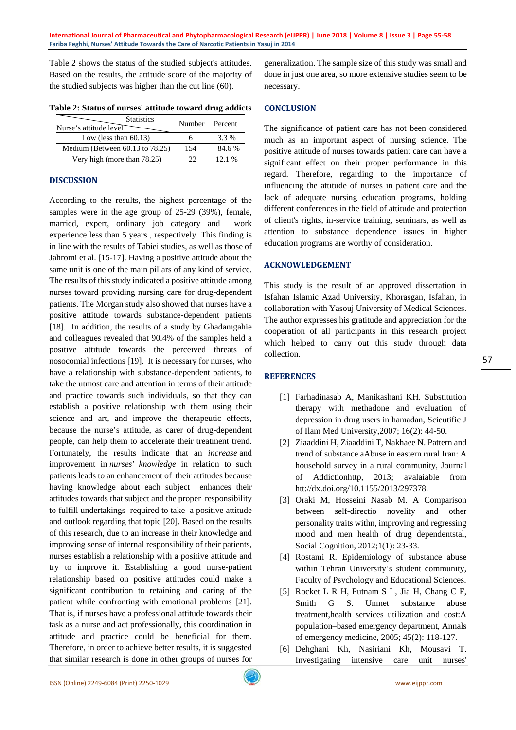Table 2 shows the status of the studied subject's attitudes. Based on the results, the attitude score of the majority of the studied subjects was higher than the cut line (60).

**Table 2: Status of nurses' attitude toward drug addicts**

| Nurse's attitude level / Statistics | Number | Percent |
|---|---|---|
| Low (less than 60.13) | 6 | 3.3 % |
| Medium (Between 60.13 to 78.25) | 154 | 84.6 % |
| Very high (more than 78.25) | 22 | 12.1 % |

## DISCUSSION

According to the results, the highest percentage of the samples were in the age group of 25-29 (39%), female, married, expert, ordinary job category and work experience less than 5 years , respectively. This finding is in line with the results of Tabiei studies, as well as those of Jahromi et al. [15-17]. Having a positive attitude about the same unit is one of the main pillars of any kind of service. The results of this study indicated a positive attitude among nurses toward providing nursing care for drug-dependent patients. The Morgan study also showed that nurses have a positive attitude towards substance-dependent patients [18]. In addition, the results of a study by Ghadamgahie and colleagues revealed that 90.4% of the samples held a positive attitude towards the perceived threats of nosocomial infections [19]. It is necessary for nurses, who have a relationship with substance-dependent patients, to take the utmost care and attention in terms of their attitude and practice towards such individuals, so that they can establish a positive relationship with them using their science and art, and improve the therapeutic effects, because the nurse's attitude, as carer of drug-dependent people, can help them to accelerate their treatment trend. Fortunately, the results indicate that an *increase* and improvement in *nurses' knowledge* in relation to such patients leads to an enhancement of their attitudes because having knowledge about each subject enhances their attitudes towards that subject and the proper responsibility to fulfill undertakings required to take a positive attitude and outlook regarding that topic [20]. Based on the results of this research, due to an increase in their knowledge and improving sense of internal responsibility of their patients, nurses establish a relationship with a positive attitude and try to improve it. Establishing a good nurse-patient relationship based on positive attitudes could make a significant contribution to retaining and caring of the patient while confronting with emotional problems [21]. That is, if nurses have a professional attitude towards their task as a nurse and act professionally, this coordination in attitude and practice could be beneficial for them. Therefore, in order to achieve better results, it is suggested that similar research is done in other groups of nurses for generalization. The sample size of this study was small and done in just one area, so more extensive studies seem to be necessary.

## CONCLUSION

The significance of patient care has not been considered much as an important aspect of nursing science. The positive attitude of nurses towards patient care can have a significant effect on their proper performance in this regard. Therefore, regarding to the importance of influencing the attitude of nurses in patient care and the lack of adequate nursing education programs, holding different conferences in the field of attitude and protection of client's rights, in-service training, seminars, as well as attention to substance dependence issues in higher education programs are worthy of consideration.

## ACKNOWLEDGEMENT

This study is the result of an approved dissertation in Isfahan Islamic Azad University, Khorasgan, Isfahan, in collaboration with Yasouj University of Medical Sciences. The author expresses his gratitude and appreciation for the cooperation of all participants in this research project which helped to carry out this study through data collection.

## REFERENCES

[1] Farhadinasab A, Manikashani KH. Substitution therapy with methadone and evaluation of depression in drug users in hamadan, Scieutific J of Ilam Med University,2007; 16(2): 44-50.

[2] Ziaaddini H, Ziaaddini T, Nakhaee N. Pattern and trend of substance aAbuse in eastern rural Iran: A household survey in a rural community, Journal of Addictionhttp, 2013; avalaiable from htt://dx.doi.org/10.1155/2013/297378.

[3] Oraki M, Hosseini Nasab M. A Comparison between self-directio novelity and other personality traits withn, improving and regressing mood and men health of drug dependentstal, Social Cognition, 2012;1(1): 23-33.

[4] Rostami R. Epidemiology of substance abuse within Tehran University's student community, Faculty of Psychology and Educational Sciences.

[5] Rocket L R H, Putnam S L, Jia H, Chang C F, Smith G S. Unmet substance abuse treatment,health services utilization and cost:A population–based emergency department, Annals of emergency medicine, 2005; 45(2): 118-127.

[6] Dehghani Kh, Nasiriani Kh, Mousavi T. Investigating intensive care unit nurses'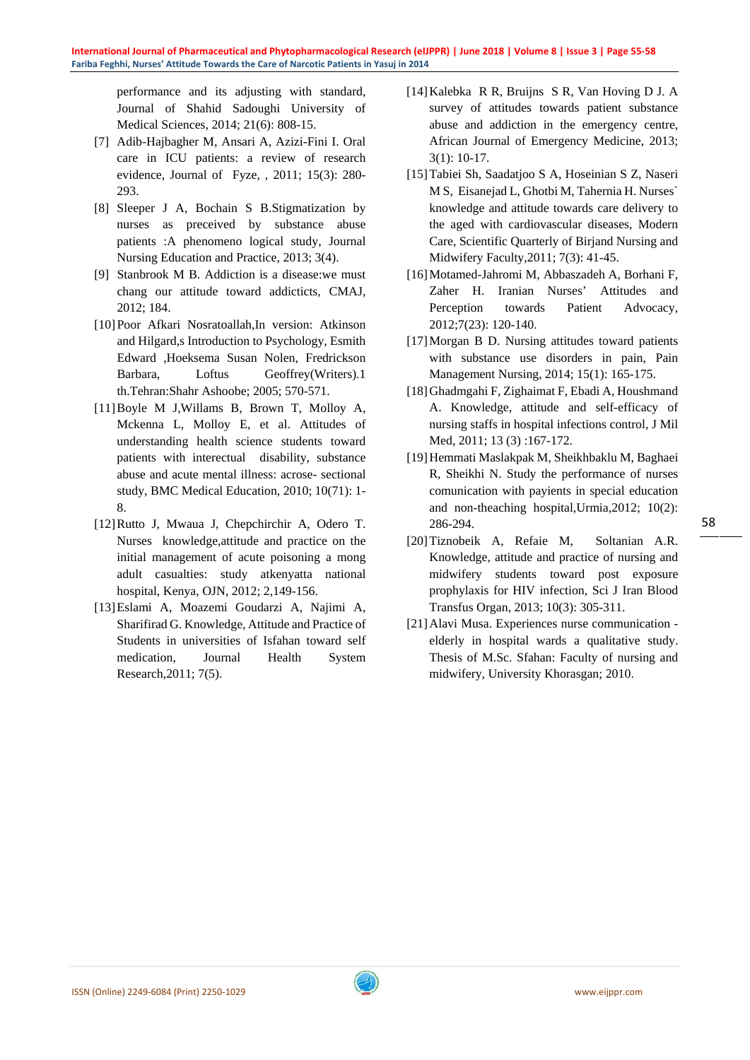performance and its adjusting with standard, Journal of Shahid Sadoughi University of Medical Sciences, 2014; 21(6): 808-15.

[7] Adib-Hajbagher M, Ansari A, Azizi-Fini I. Oral care in ICU patients: a review of research evidence, Journal of Fyze, , 2011; 15(3): 280-293.

[8] Sleeper J A, Bochain S B.Stigmatization by nurses as preceived by substance abuse patients :A phenomeno logical study, Journal Nursing Education and Practice, 2013; 3(4).

[9] Stanbrook M B. Addiction is a disease:we must chang our attitude toward addicticts, CMAJ, 2012; 184.

[10] Poor Afkari Nosratoallah,In version: Atkinson and Hilgard,s Introduction to Psychology, Esmith Edward ,Hoeksema Susan Nolen, Fredrickson Barbara, Loftus Geoffrey(Writers).1 th.Tehran:Shahr Ashoobe; 2005; 570-571.

[11] Boyle M J,Willams B, Brown T, Molloy A, Mckenna L, Molloy E, et al. Attitudes of understanding health science students toward patients with interectual disability, substance abuse and acute mental illness: acrose- sectional study, BMC Medical Education, 2010; 10(71): 1-8.

[12] Rutto J, Mwaua J, Chepchirchir A, Odero T. Nurses knowledge,attitude and practice on the initial management of acute poisoning a mong adult casualties: study atkenyatta national hospital, Kenya, OJN, 2012; 2,149-156.

[13] Eslami A, Moazemi Goudarzi A, Najimi A, Sharifirad G. Knowledge, Attitude and Practice of Students in universities of Isfahan toward self medication, Journal Health System Research,2011; 7(5).

[14] Kalebka R R, Bruijns S R, Van Hoving D J. A survey of attitudes towards patient substance abuse and addiction in the emergency centre, African Journal of Emergency Medicine, 2013; 3(1): 10-17.

[15] Tabiei Sh, Saadatjoo S A, Hoseinian S Z, Naseri M S, Eisanejad L, Ghotbi M, Tahernia H. Nurses` knowledge and attitude towards care delivery to the aged with cardiovascular diseases, Modern Care, Scientific Quarterly of Birjand Nursing and Midwifery Faculty,2011; 7(3): 41-45.

[16] Motamed-Jahromi M, Abbaszadeh A, Borhani F, Zaher H. Iranian Nurses' Attitudes and Perception towards Patient Advocacy, 2012;7(23): 120-140.

[17] Morgan B D. Nursing attitudes toward patients with substance use disorders in pain, Pain Management Nursing, 2014; 15(1): 165-175.

[18] Ghadmgahi F, Zighaimat F, Ebadi A, Houshmand A. Knowledge, attitude and self-efficacy of nursing staffs in hospital infections control, J Mil Med, 2011; 13 (3) :167-172.

[19] Hemmati Maslakpak M, Sheikhbaklu M, Baghaei R, Sheikhi N. Study the performance of nurses comunication with payients in special education and non-theaching hospital,Urmia,2012; 10(2): 286-294.

[20] Tiznobeik A, Refaie M, Soltanian A.R. Knowledge, attitude and practice of nursing and midwifery students toward post exposure prophylaxis for HIV infection, Sci J Iran Blood Transfus Organ, 2013; 10(3): 305-311.

[21] Alavi Musa. Experiences nurse communication - elderly in hospital wards a qualitative study. Thesis of M.Sc. Sfahan: Faculty of nursing and midwifery, University Khorasgan; 2010.